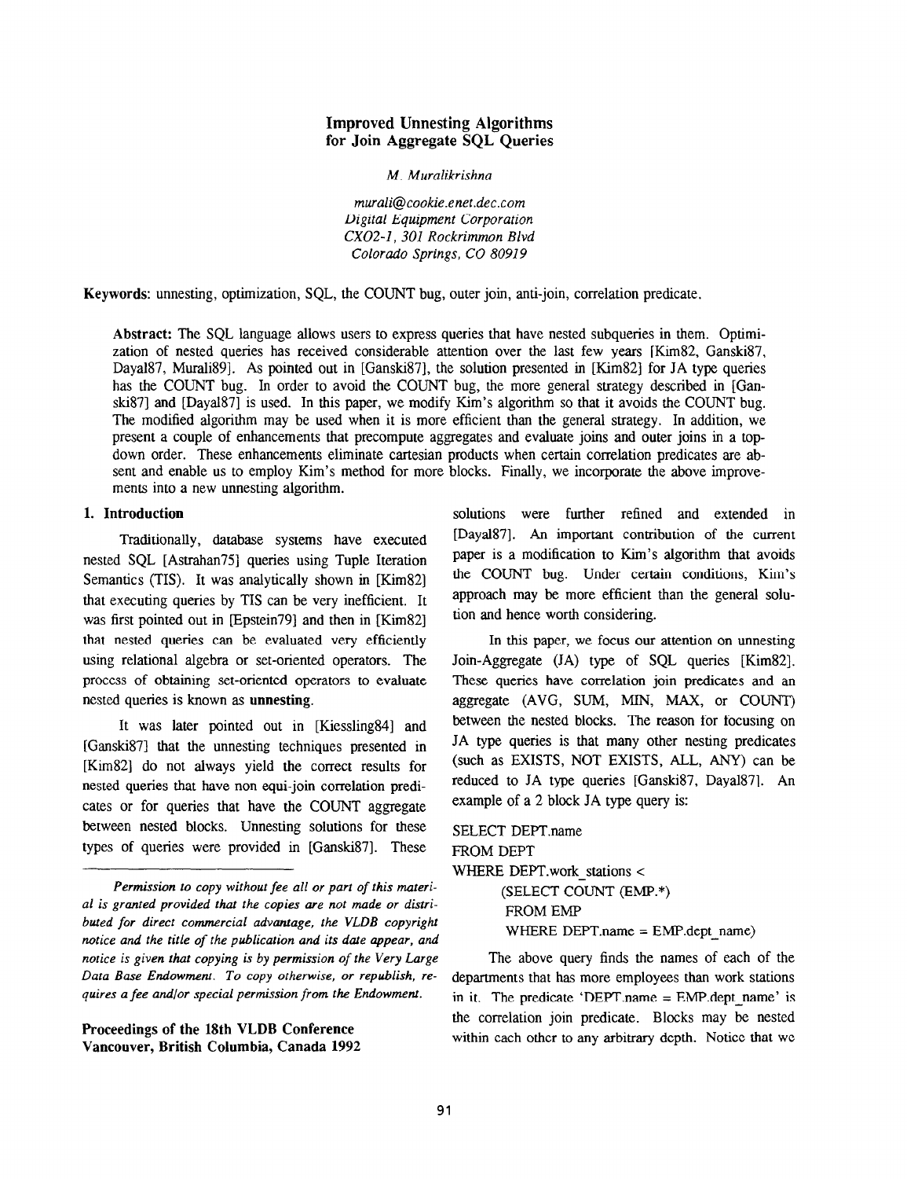# Improved Unnesting Algorithms for Join Aggregate SQL Queries

*M. Muralikrishna*

*murali@cookie.enet.dec.com*
*Digital Equipment Corporation*
*CXO2-1, 301 Rockrimmon Blvd*
*Colorado Springs, CO 80919*

**Keywords**: unnesting, optimization, SQL, the COUNT bug, outer join, anti-join, correlation predicate.

**Abstract:** The SQL language allows users to express queries that have nested subqueries in them. Optimization of nested queries has received considerable attention over the last few years [Kim82, Ganski87, Dayal87, Murali89]. As pointed out in [Ganski87], the solution presented in [Kim82] for JA type queries has the COUNT bug. In order to avoid the COUNT bug, the more general strategy described in [Ganski87] and [Dayal87] is used. In this paper, we modify Kim's algorithm so that it avoids the COUNT bug. The modified algorithm may be used when it is more efficient than the general strategy. In addition, we present a couple of enhancements that precompute aggregates and evaluate joins and outer joins in a top-down order. These enhancements eliminate cartesian products when certain correlation predicates are absent and enable us to employ Kim's method for more blocks. Finally, we incorporate the above improvements into a new unnesting algorithm.

## 1. Introduction

Traditionally, database systems have executed nested SQL [Astrahan75] queries using Tuple Iteration Semantics (TIS). It was analytically shown in [Kim82] that executing queries by TIS can be very inefficient. It was first pointed out in [Epstein79] and then in [Kim82] that nested queries can be evaluated very efficiently using relational algebra or set-oriented operators. The process of obtaining set-oriented operators to evaluate nested queries is known as **unnesting**.

It was later pointed out in [Kiessling84] and [Ganski87] that the unnesting techniques presented in [Kim82] do not always yield the correct results for nested queries that have non equi-join correlation predicates or for queries that have the COUNT aggregate between nested blocks. Unnesting solutions for these types of queries were provided in [Ganski87]. These solutions were further refined and extended in [Dayal87]. An important contribution of the current paper is a modification to Kim's algorithm that avoids the COUNT bug. Under certain conditions, Kim's approach may be more efficient than the general solution and hence worth considering.

In this paper, we focus our attention on unnesting Join-Aggregate (JA) type of SQL queries [Kim82]. These queries have correlation join predicates and an aggregate (AVG, SUM, MIN, MAX, or COUNT) between the nested blocks. The reason for focusing on JA type queries is that many other nesting predicates (such as EXISTS, NOT EXISTS, ALL, ANY) can be reduced to JA type queries [Ganski87, Dayal87]. An example of a 2 block JA type query is:

```
SELECT DEPT.name
FROM DEPT
WHERE DEPT.work_stations <
      (SELECT COUNT (EMP.*)
       FROM EMP
       WHERE DEPT.name = EMP.dept_name)
```

The above query finds the names of each of the departments that has more employees than work stations in it. The predicate 'DEPT.name = EMP.dept_name' is the correlation join predicate. Blocks may be nested within each other to any arbitrary depth. Notice that we

---

*Permission to copy without fee all or part of this material is granted provided that the copies are not made or distributed for direct commercial advantage, the VLDB copyright notice and the title of the publication and its date appear, and notice is given that copying is by permission of the Very Large Data Base Endowment. To copy otherwise, or republish, requires a fee and/or special permission from the Endowment.*

**Proceedings of the 18th VLDB Conference**
**Vancouver, British Columbia, Canada 1992**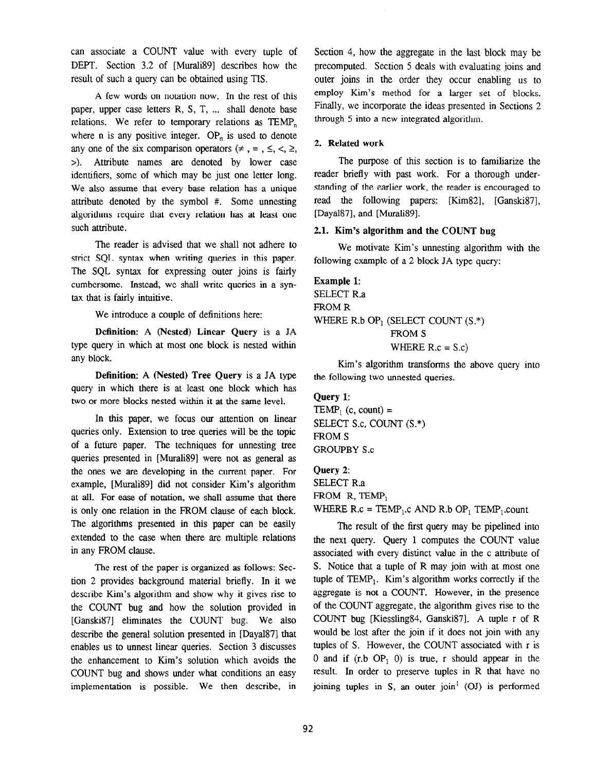can associate a COUNT value with every tuple of DEPT. Section 3.2 of [Murali89] describes how the result of such a query can be obtained using TIS.

A few words on notation now. In the rest of this paper, upper case letters R, S, T, ... shall denote base relations. We refer to temporary relations as $TEMP_n$ where n is any positive integer. $OP_n$ is used to denote any one of the six comparison operators ($\neq$ , = , $\leq$, <, $\geq$, >). Attribute names are denoted by lower case identifiers, some of which may be just one letter long. We also assume that every base relation has a unique attribute denoted by the symbol #. Some unnesting algorithms require that every relation has at least one such attribute.

The reader is advised that we shall not adhere to strict SQL syntax when writing queries in this paper. The SQL syntax for expressing outer joins is fairly cumbersome. Instead, we shall write queries in a syntax that is fairly intuitive.

We introduce a couple of definitions here:

**Definition: A (Nested) Linear Query** is a JA type query in which at most one block is nested within any block.

**Definition: A (Nested) Tree Query** is a JA type query in which there is at least one block which has two or more blocks nested within it at the same level.

In this paper, we focus our attention on linear queries only. Extension to tree queries will be the topic of a future paper. The techniques for unnesting tree queries presented in [Murali89] were not as general as the ones we are developing in the current paper. For example, [Murali89] did not consider Kim's algorithm at all. For ease of notation, we shall assume that there is only one relation in the FROM clause of each block. The algorithms presented in this paper can be easily extended to the case when there are multiple relations in any FROM clause.

The rest of the paper is organized as follows: Section 2 provides background material briefly. In it we describe Kim's algorithm and show why it gives rise to the COUNT bug and how the solution provided in [Ganski87] eliminates the COUNT bug. We also describe the general solution presented in [Dayal87] that enables us to unnest linear queries. Section 3 discusses the enhancement to Kim's solution which avoids the COUNT bug and shows under what conditions an easy implementation is possible. We then describe, in Section 4, how the aggregate in the last block may be precomputed. Section 5 deals with evaluating joins and outer joins in the order they occur enabling us to employ Kim's method for a larger set of blocks. Finally, we incorporate the ideas presented in Sections 2 through 5 into a new integrated algorithm.

## 2. Related work

The purpose of this section is to familiarize the reader briefly with past work. For a thorough understanding of the earlier work, the reader is encouraged to read the following papers: [Kim82], [Ganski87], [Dayal87], and [Murali89].

### 2.1. Kim's algorithm and the COUNT bug

We motivate Kim's unnesting algorithm with the following example of a 2 block JA type query:

**Example 1:**

```
SELECT R.a
FROM R
WHERE R.b OP1 (SELECT COUNT (S.*)
               FROM S
               WHERE R.c = S.c)
```

Kim's algorithm transforms the above query into the following two unnested queries.

**Query 1:**

```
TEMP1 (c, count) =
SELECT S.c, COUNT (S.*)
FROM S
GROUPBY S.c
```

**Query 2:**

```
SELECT R.a
FROM R, TEMP1
WHERE R.c = TEMP1.c AND R.b OP1 TEMP1.count
```

The result of the first query may be pipelined into the next query. Query 1 computes the COUNT value associated with every distinct value in the c attribute of S. Notice that a tuple of R may join with at most one tuple of $TEMP_1$. Kim's algorithm works correctly if the aggregate is not a COUNT. However, in the presence of the COUNT aggregate, the algorithm gives rise to the COUNT bug [Kiessling84, Ganski87]. A tuple r of R would be lost after the join if it does not join with any tuples of S. However, the COUNT associated with r is 0 and if (r.b $OP_1$ 0) is true, r should appear in the result. In order to preserve tuples in R that have no joining tuples in S, an outer join[1] (OJ) is performed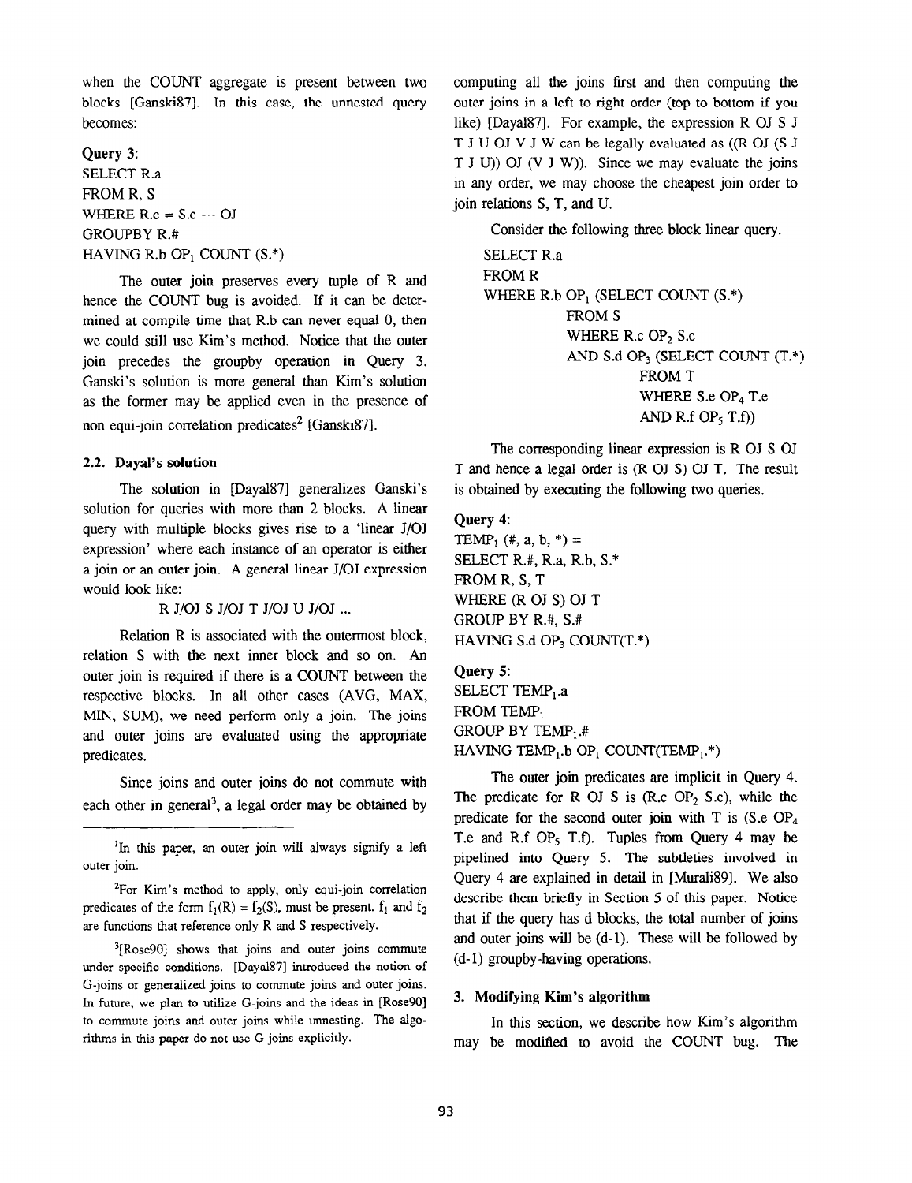when the COUNT aggregate is present between two blocks [Ganski87]. In this case, the unnested query becomes:

**Query 3:**
SELECT R.a
FROM R, S
WHERE R.c = S.c --- OJ
GROUPBY R.#
HAVING R.b $OP_1$ COUNT (S.*)

The outer join preserves every tuple of R and hence the COUNT bug is avoided. If it can be determined at compile time that R.b can never equal 0, then we could still use Kim's method. Notice that the outer join precedes the groupby operation in Query 3. Ganski's solution is more general than Kim's solution as the former may be applied even in the presence of non equi-join correlation predicates[2] [Ganski87].

### 2.2. Dayal's solution

The solution in [Dayal87] generalizes Ganski's solution for queries with more than 2 blocks. A linear query with multiple blocks gives rise to a 'linear J/OJ expression' where each instance of an operator is either a join or an outer join. A general linear J/OJ expression would look like:

R J/OJ S J/OJ T J/OJ U J/OJ ...

Relation R is associated with the outermost block, relation S with the next inner block and so on. An outer join is required if there is a COUNT between the respective blocks. In all other cases (AVG, MAX, MIN, SUM), we need perform only a join. The joins and outer joins are evaluated using the appropriate predicates.

Since joins and outer joins do not commute with each other in general[3], a legal order may be obtained by computing all the joins first and then computing the outer joins in a left to right order (top to bottom if you like) [Dayal87]. For example, the expression R OJ S J T J U OJ V J W can be legally evaluated as ((R OJ (S J T J U)) OJ (V J W)). Since we may evaluate the joins in any order, we may choose the cheapest join order to join relations S, T, and U.

Consider the following three block linear query.

SELECT R.a
FROM R
WHERE R.b $OP_1$ (SELECT COUNT (S.*)
    FROM S
    WHERE R.c $OP_2$ S.c
    AND S.d $OP_3$ (SELECT COUNT (T.*)
        FROM T
        WHERE S.e $OP_4$ T.e
        AND R.f $OP_5$ T.f))

The corresponding linear expression is R OJ S OJ T and hence a legal order is (R OJ S) OJ T. The result is obtained by executing the following two queries.

**Query 4:**
$TEMP_1$ (#, a, b, *) =
SELECT R.#, R.a, R.b, S.*
FROM R, S, T
WHERE (R OJ S) OJ T
GROUP BY R.#, S.#
HAVING S.d $OP_3$ COUNT(T.*)

**Query 5:**
SELECT $TEMP_1$.a
FROM $TEMP_1$
GROUP BY $TEMP_1$.#
HAVING $TEMP_1$.b $OP_1$ COUNT($TEMP_1$.*)

The outer join predicates are implicit in Query 4. The predicate for R OJ S is (R.c $OP_2$ S.c), while the predicate for the second outer join with T is (S.e $OP_4$ T.e and R.f $OP_5$ T.f). Tuples from Query 4 may be pipelined into Query 5. The subtleties involved in Query 4 are explained in detail in [Murali89]. We also describe them briefly in Section 5 of this paper. Notice that if the query has d blocks, the total number of joins and outer joins will be (d-1). These will be followed by (d-1) groupby-having operations.

## 3. Modifying Kim's algorithm

In this section, we describe how Kim's algorithm may be modified to avoid the COUNT bug. The

---

[1] In this paper, an outer join will always signify a left outer join.

[2] For Kim's method to apply, only equi-join correlation predicates of the form $f_1(R) = f_2(S)$, must be present. $f_1$ and $f_2$ are functions that reference only R and S respectively.

[3] [Rose90] shows that joins and outer joins commute under specific conditions. [Dayal87] introduced the notion of G-joins or generalized joins to commute joins and outer joins. In future, we plan to utilize G-joins and the ideas in [Rose90] to commute joins and outer joins while unnesting. The algorithms in this paper do not use G-joins explicitly.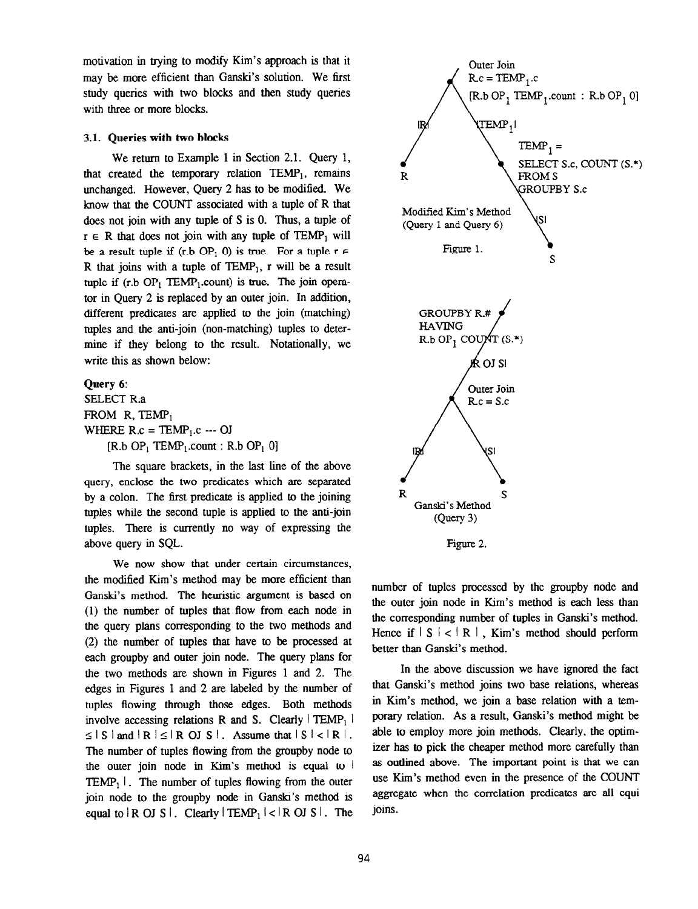motivation in trying to modify Kim's approach is that it may be more efficient than Ganski's solution. We first study queries with two blocks and then study queries with three or more blocks.

### 3.1. Queries with two blocks

We return to Example 1 in Section 2.1. Query 1, that created the temporary relation $TEMP_1$, remains unchanged. However, Query 2 has to be modified. We know that the COUNT associated with a tuple of R that does not join with any tuple of S is 0. Thus, a tuple of $r \in R$ that does not join with any tuple of $TEMP_1$ will be a result tuple if ($r.b\ OP_1\ 0$) is true. For a tuple $r \in R$ that joins with a tuple of $TEMP_1$, r will be a result tuple if ($r.b\ OP_1\ TEMP_1.count$) is true. The join operator in Query 2 is replaced by an outer join. In addition, different predicates are applied to the join (matching) tuples and the anti-join (non-matching) tuples to determine if they belong to the result. Notationally, we write this as shown below:

**Query 6**:
SELECT R.a
FROM R, $TEMP_1$
WHERE R.c = $TEMP_1$.c --- OJ
    [R.b $OP_1$ $TEMP_1$.count : R.b $OP_1$ 0]

The square brackets, in the last line of the above query, enclose the two predicates which are separated by a colon. The first predicate is applied to the joining tuples while the second tuple is applied to the anti-join tuples. There is currently no way of expressing the above query in SQL.

We now show that under certain circumstances, the modified Kim's method may be more efficient than Ganski's method. The heuristic argument is based on (1) the number of tuples that flow from each node in the query plans corresponding to the two methods and (2) the number of tuples that have to be processed at each groupby and outer join node. The query plans for the two methods are shown in Figures 1 and 2. The edges in Figures 1 and 2 are labeled by the number of tuples flowing through those edges. Both methods involve accessing relations R and S. Clearly $|TEMP_1| \le |S|$ and $|R| \le |R\ OJ\ S|$. Assume that $|S| < |R|$. The number of tuples flowing from the groupby node to the outer join node in Kim's method is equal to $|TEMP_1|$. The number of tuples flowing from the outer join node to the groupby node in Ganski's method is equal to $|R\ OJ\ S|$. Clearly $|TEMP_1| < |R\ OJ\ S|$. The number of tuples processed by the groupby node and the outer join node in Kim's method is each less than the corresponding number of tuples in Ganski's method. Hence if $|S| < |R|$, Kim's method should perform better than Ganski's method.

Outer Join
R.c = $TEMP_1$.c
[R.b $OP_1$ $TEMP_1$.count : R.b $OP_1$ 0]
|R| |$TEMP_1$|
R
$TEMP_1$ =
SELECT S.c, COUNT (S.*)
FROM S
GROUPBY S.c
|S|
S
Modified Kim's Method
(Query 1 and Query 6)

Figure 1.

GROUPBY R.#
HAVING
R.b $OP_1$ COUNT (S.*)
|R OJ S|
Outer Join
R.c = S.c
|R| |S|
R S
Ganski's Method
(Query 3)

Figure 2.

In the above discussion we have ignored the fact that Ganski's method joins two base relations, whereas in Kim's method, we join a base relation with a temporary relation. As a result, Ganski's method might be able to employ more join methods. Clearly, the optimizer has to pick the cheaper method more carefully than as outlined above. The important point is that we can use Kim's method even in the presence of the COUNT aggregate when the correlation predicates are all equi joins.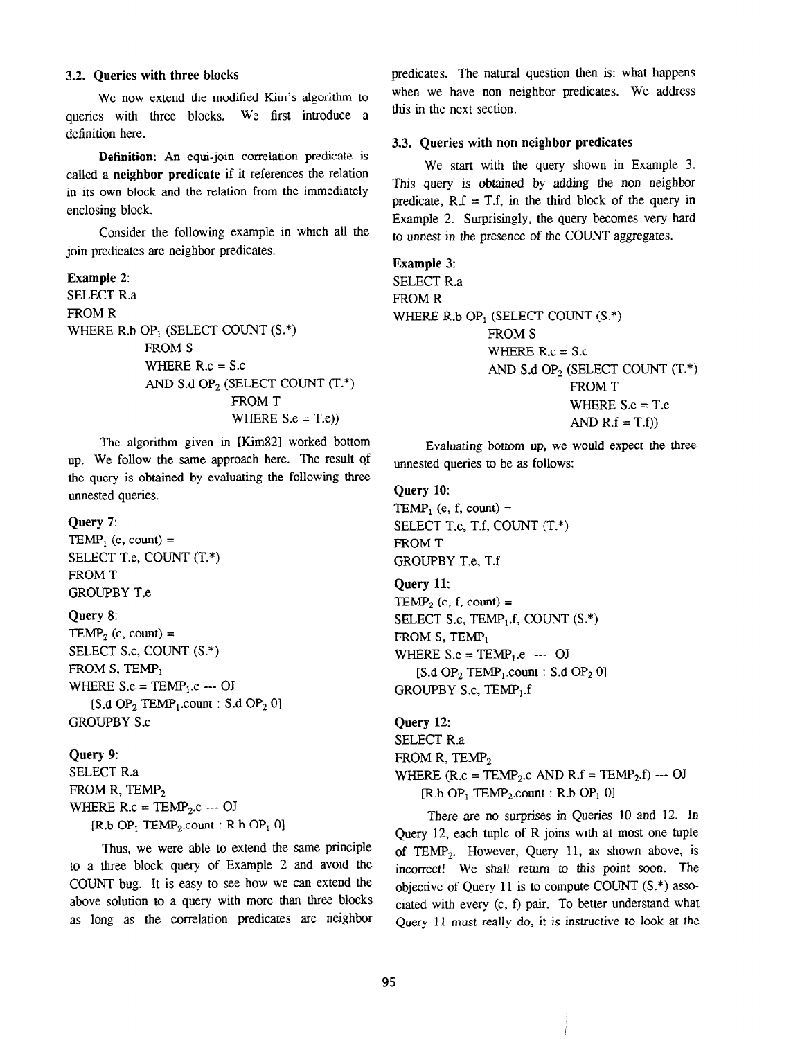### 3.2. Queries with three blocks

We now extend the modified Kim's algorithm to queries with three blocks. We first introduce a definition here.

**Definition**: An equi-join correlation predicate is called a **neighbor predicate** if it references the relation in its own block and the relation from the immediately enclosing block.

Consider the following example in which all the join predicates are neighbor predicates.

**Example 2**:

```
SELECT R.a
FROM R
WHERE R.b OP1 (SELECT COUNT (S.*)
           FROM S
           WHERE R.c = S.c
           AND S.d OP2 (SELECT COUNT (T.*)
                      FROM T
                      WHERE S.e = T.e))
```

The algorithm given in [Kim82] worked bottom up. We follow the same approach here. The result of the query is obtained by evaluating the following three unnested queries.

**Query 7**:

```
TEMP1 (e, count) =
SELECT T.e, COUNT (T.*)
FROM T
GROUPBY T.e
```

**Query 8**:

```
TEMP2 (c, count) =
SELECT S.c, COUNT (S.*)
FROM S, TEMP1
WHERE S.e = TEMP1.e --- OJ
    [S.d OP2 TEMP1.count : S.d OP2 0]
GROUPBY S.c
```

**Query 9**:

```
SELECT R.a
FROM R, TEMP2
WHERE R.c = TEMP2.c --- OJ
    [R.b OP1 TEMP2.count : R.b OP1 0]
```

Thus, we were able to extend the same principle to a three block query of Example 2 and avoid the COUNT bug. It is easy to see how we can extend the above solution to a query with more than three blocks as long as the correlation predicates are neighbor predicates. The natural question then is: what happens when we have non neighbor predicates. We address this in the next section.

### 3.3. Queries with non neighbor predicates

We start with the query shown in Example 3. This query is obtained by adding the non neighbor predicate, R.f = T.f, in the third block of the query in Example 2. Surprisingly, the query becomes very hard to unnest in the presence of the COUNT aggregates.

**Example 3**:

```
SELECT R.a
FROM R
WHERE R.b OP1 (SELECT COUNT (S.*)
           FROM S
           WHERE R.c = S.c
           AND S.d OP2 (SELECT COUNT (T.*)
                      FROM T
                      WHERE S.e = T.e
                      AND R.f = T.f))
```

Evaluating bottom up, we would expect the three unnested queries to be as follows:

**Query 10**:

```
TEMP1 (e, f, count) =
SELECT T.e, T.f, COUNT (T.*)
FROM T
GROUPBY T.e, T.f
```

**Query 11**:

```
TEMP2 (c, f, count) =
SELECT S.c, TEMP1.f, COUNT (S.*)
FROM S, TEMP1
WHERE S.e = TEMP1.e --- OJ
    [S.d OP2 TEMP1.count : S.d OP2 0]
GROUPBY S.c, TEMP1.f
```

**Query 12**:

```
SELECT R.a
FROM R, TEMP2
WHERE (R.c = TEMP2.c AND R.f = TEMP2.f) --- OJ
    [R.b OP1 TEMP2.count : R.b OP1 0]
```

There are no surprises in Queries 10 and 12. In Query 12, each tuple of R joins with at most one tuple of $TEMP_2$. However, Query 11, as shown above, is incorrect! We shall return to this point soon. The objective of Query 11 is to compute COUNT (S.*) associated with every (c, f) pair. To better understand what Query 11 must really do, it is instructive to look at the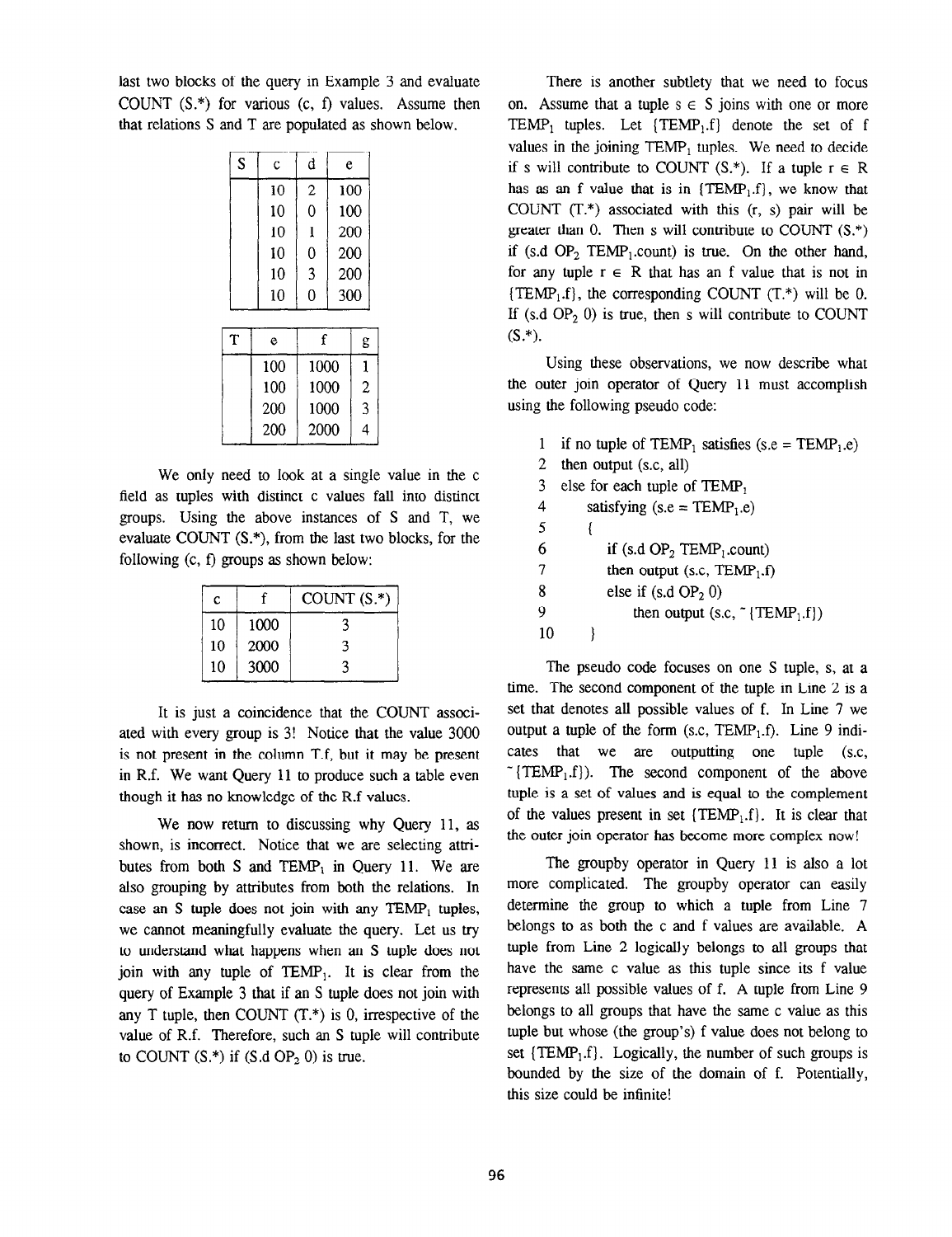last two blocks of the query in Example 3 and evaluate COUNT (S.*) for various (c, f) values. Assume then that relations S and T are populated as shown below.

| S | c | d | e |
|---|---|---|---|
| | 10 | 2 | 100 |
| | 10 | 0 | 100 |
| | 10 | 1 | 200 |
| | 10 | 0 | 200 |
| | 10 | 3 | 200 |
| | 10 | 0 | 300 |

| T | e | f | g |
|---|---|---|---|
| | 100 | 1000 | 1 |
| | 100 | 1000 | 2 |
| | 200 | 1000 | 3 |
| | 200 | 2000 | 4 |

We only need to look at a single value in the c field as tuples with distinct c values fall into distinct groups. Using the above instances of S and T, we evaluate COUNT (S.*), from the last two blocks, for the following (c, f) groups as shown below:

| c | f | COUNT (S.*) |
|---|---|---|
| 10 | 1000 | 3 |
| 10 | 2000 | 3 |
| 10 | 3000 | 3 |

It is just a coincidence that the COUNT associated with every group is 3! Notice that the value 3000 is not present in the column T.f, but it may be present in R.f. We want Query 11 to produce such a table even though it has no knowledge of the R.f values.

We now return to discussing why Query 11, as shown, is incorrect. Notice that we are selecting attributes from both S and $TEMP_1$ in Query 11. We are also grouping by attributes from both the relations. In case an S tuple does not join with any $TEMP_1$ tuples, we cannot meaningfully evaluate the query. Let us try to understand what happens when an S tuple does not join with any tuple of $TEMP_1$. It is clear from the query of Example 3 that if an S tuple does not join with any T tuple, then COUNT (T.*) is 0, irrespective of the value of R.f. Therefore, such an S tuple will contribute to COUNT (S.*) if (S.d $OP_2$ 0) is true.

There is another subtlety that we need to focus on. Assume that a tuple $s \in S$ joins with one or more $TEMP_1$ tuples. Let $\{TEMP_1.f\}$ denote the set of f values in the joining $TEMP_1$ tuples. We need to decide if s will contribute to COUNT (S.*). If a tuple $r \in R$ has as an f value that is in $\{TEMP_1.f\}$, we know that COUNT (T.*) associated with this (r, s) pair will be greater than 0. Then s will contribute to COUNT (S.*) if (s.d $OP_2$ $TEMP_1$.count) is true. On the other hand, for any tuple $r \in R$ that has an f value that is not in $\{TEMP_1.f\}$, the corresponding COUNT (T.*) will be 0. If (s.d $OP_2$ 0) is true, then s will contribute to COUNT (S.*).

Using these observations, we now describe what the outer join operator of Query 11 must accomplish using the following pseudo code:

```
1  if no tuple of TEMP1 satisfies (s.e = TEMP1.e)
2  then output (s.c, all)
3  else for each tuple of TEMP1
4       satisfying (s.e = TEMP1.e)
5     {
6        if (s.d OP2 TEMP1.count)
7        then output (s.c, TEMP1.f)
8        else if (s.d OP2 0)
9             then output (s.c, ~{TEMP1.f})
10    }
```

The pseudo code focuses on one S tuple, s, at a time. The second component of the tuple in Line 2 is a set that denotes all possible values of f. In Line 7 we output a tuple of the form (s.c, $TEMP_1$.f). Line 9 indicates that we are outputting one tuple (s.c, $\sim\{TEMP_1.f\}$). The second component of the above tuple is a set of values and is equal to the complement of the values present in set $\{TEMP_1.f\}$. It is clear that the outer join operator has become more complex now!

The groupby operator in Query 11 is also a lot more complicated. The groupby operator can easily determine the group to which a tuple from Line 7 belongs to as both the c and f values are available. A tuple from Line 2 logically belongs to all groups that have the same c value as this tuple since its f value represents all possible values of f. A tuple from Line 9 belongs to all groups that have the same c value as this tuple but whose (the group's) f value does not belong to set $\{TEMP_1.f\}$. Logically, the number of such groups is bounded by the size of the domain of f. Potentially, this size could be infinite!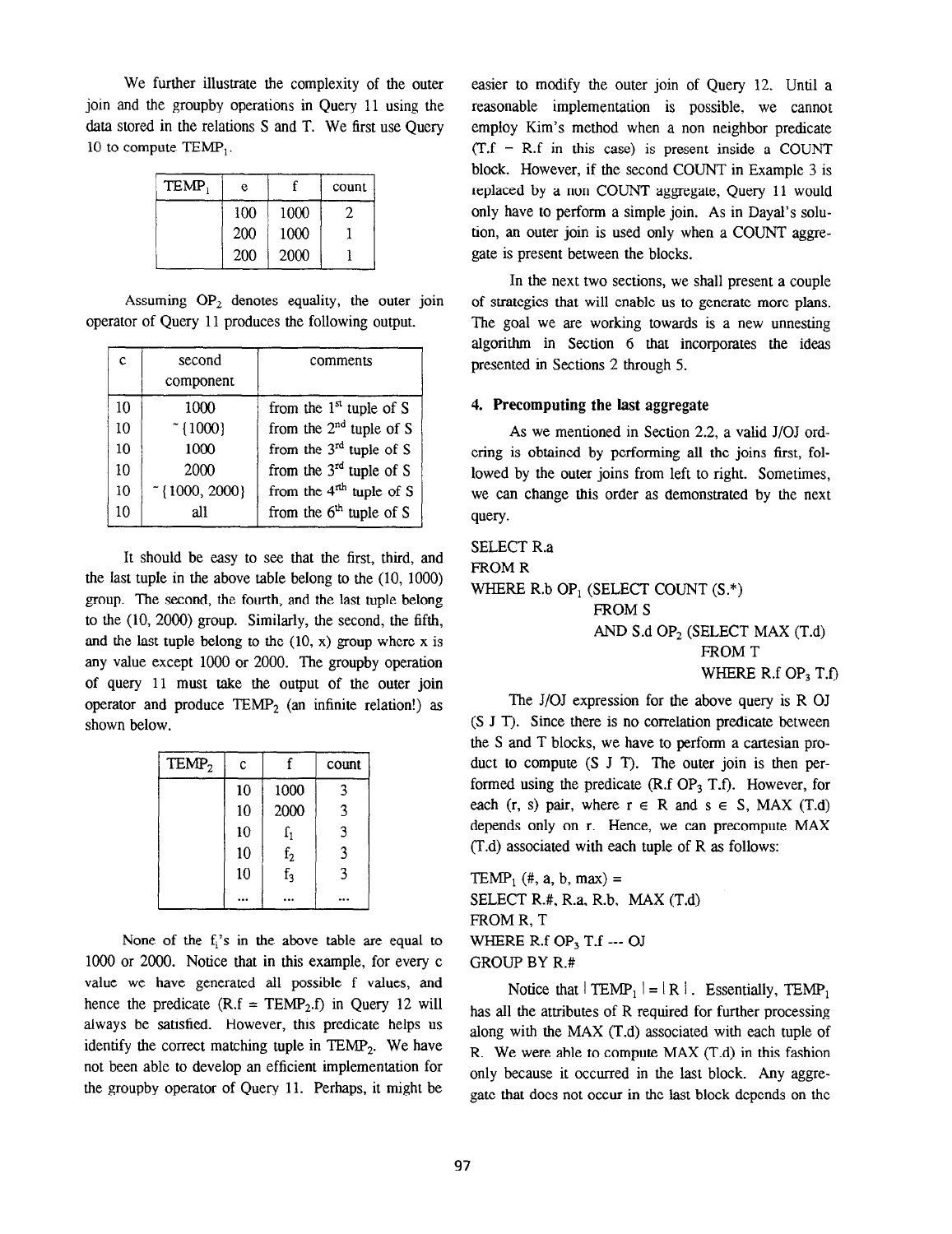We further illustrate the complexity of the outer join and the groupby operations in Query 11 using the data stored in the relations S and T. We first use Query 10 to compute $TEMP_1$.

| $TEMP_1$ | e | f | count |
|---|---|---|---|
| | 100 | 1000 | 2 |
| | 200 | 1000 | 1 |
| | 200 | 2000 | 1 |

Assuming $OP_2$ denotes equality, the outer join operator of Query 11 produces the following output.

| c | second component | comments |
|---|---|---|
| 10 | 1000 | from the 1st tuple of S |
| 10 | $\neg\{1000\}$ | from the 2nd tuple of S |
| 10 | 1000 | from the 3rd tuple of S |
| 10 | 2000 | from the 3rd tuple of S |
| 10 | $\neg\{1000, 2000\}$ | from the 4th tuple of S |
| 10 | all | from the 6th tuple of S |

It should be easy to see that the first, third, and the last tuple in the above table belong to the (10, 1000) group. The second, the fourth, and the last tuple belong to the (10, 2000) group. Similarly, the second, the fifth, and the last tuple belong to the (10, x) group where x is any value except 1000 or 2000. The groupby operation of query 11 must take the output of the outer join operator and produce $TEMP_2$ (an infinite relation!) as shown below.

| $TEMP_2$ | c | f | count |
|---|---|---|---|
| | 10 | 1000 | 3 |
| | 10 | 2000 | 3 |
| | 10 | $f_1$ | 3 |
| | 10 | $f_2$ | 3 |
| | 10 | $f_3$ | 3 |
| | ... | ... | ... |

None of the $f_i$'s in the above table are equal to 1000 or 2000. Notice that in this example, for every c value we have generated all possible f values, and hence the predicate ($R.f = TEMP_2.f$) in Query 12 will always be satisfied. However, this predicate helps us identify the correct matching tuple in $TEMP_2$. We have not been able to develop an efficient implementation for the groupby operator of Query 11. Perhaps, it might be easier to modify the outer join of Query 12. Until a reasonable implementation is possible, we cannot employ Kim's method when a non neighbor predicate (T.f = R.f in this case) is present inside a COUNT block. However, if the second COUNT in Example 3 is replaced by a non COUNT aggregate, Query 11 would only have to perform a simple join. As in Dayal's solution, an outer join is used only when a COUNT aggregate is present between the blocks.

In the next two sections, we shall present a couple of strategies that will enable us to generate more plans. The goal we are working towards is a new unnesting algorithm in Section 6 that incorporates the ideas presented in Sections 2 through 5.

## 4. Precomputing the last aggregate

As we mentioned in Section 2.2, a valid J/OJ ordering is obtained by performing all the joins first, followed by the outer joins from left to right. Sometimes, we can change this order as demonstrated by the next query.

```
SELECT R.a
FROM R
WHERE R.b OP1 (SELECT COUNT (S.*)
               FROM S
               AND S.d OP2 (SELECT MAX (T.d)
                            FROM T
                            WHERE R.f OP3 T.f)
```

The J/OJ expression for the above query is R OJ (S J T). Since there is no correlation predicate between the S and T blocks, we have to perform a cartesian product to compute (S J T). The outer join is then performed using the predicate (R.f $OP_3$ T.f). However, for each (r, s) pair, where $r \in R$ and $s \in S$, MAX (T.d) depends only on r. Hence, we can precompute MAX (T.d) associated with each tuple of R as follows:

```
TEMP1 (#, a, b, max) =
SELECT R.#, R.a, R.b, MAX (T.d)
FROM R, T
WHERE R.f OP3 T.f --- OJ
GROUP BY R.#
```

Notice that $|TEMP_1| = |R|$. Essentially, $TEMP_1$ has all the attributes of R required for further processing along with the MAX (T.d) associated with each tuple of R. We were able to compute MAX (T.d) in this fashion only because it occurred in the last block. Any aggregate that does not occur in the last block depends on the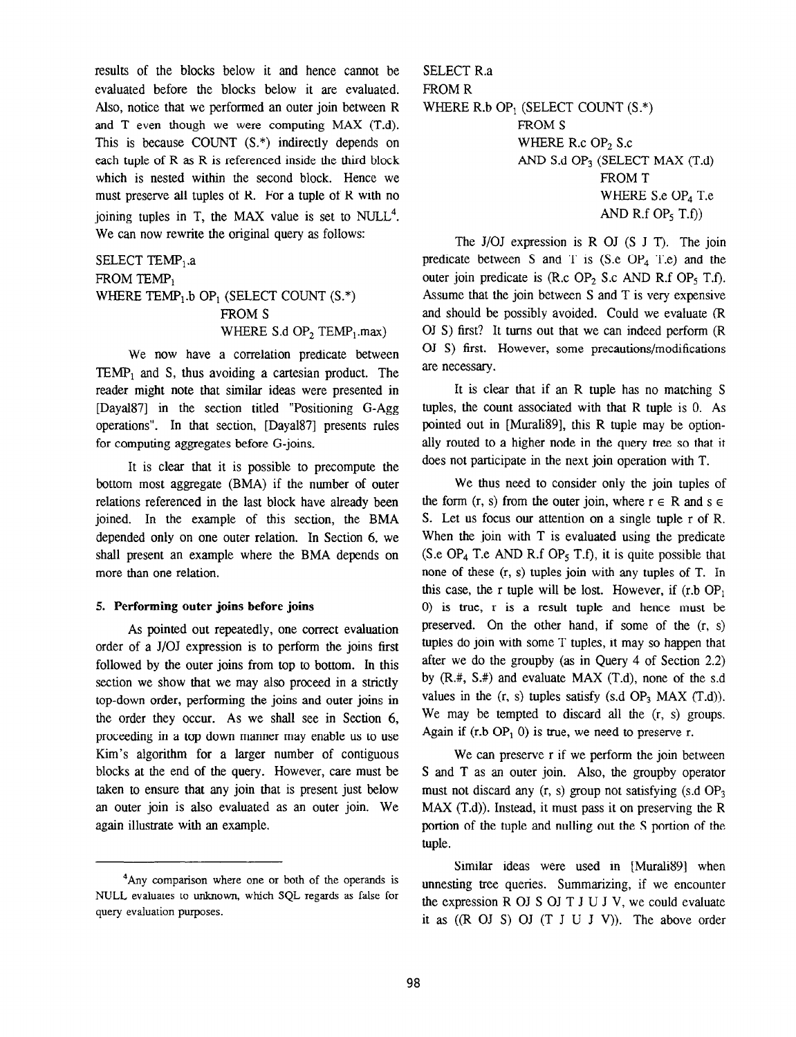results of the blocks below it and hence cannot be evaluated before the blocks below it are evaluated. Also, notice that we performed an outer join between R and T even though we were computing MAX (T.d). This is because COUNT (S.*) indirectly depends on each tuple of R as R is referenced inside the third block which is nested within the second block. Hence we must preserve all tuples of R. For a tuple of R with no joining tuples in T, the MAX value is set to NULL[4]. We can now rewrite the original query as follows:

```
SELECT TEMP1.a
FROM TEMP1
WHERE TEMP1.b OP1 (SELECT COUNT (S.*)
                   FROM S
                   WHERE S.d OP2 TEMP1.max)
```

We now have a correlation predicate between $TEMP_1$ and S, thus avoiding a cartesian product. The reader might note that similar ideas were presented in [Dayal87] in the section titled "Positioning G-Agg operations". In that section, [Dayal87] presents rules for computing aggregates before G-joins.

It is clear that it is possible to precompute the bottom most aggregate (BMA) if the number of outer relations referenced in the last block have already been joined. In the example of this section, the BMA depended only on one outer relation. In Section 6, we shall present an example where the BMA depends on more than one relation.

### 5. Performing outer joins before joins

As pointed out repeatedly, one correct evaluation order of a J/OJ expression is to perform the joins first followed by the outer joins from top to bottom. In this section we show that we may also proceed in a strictly top-down order, performing the joins and outer joins in the order they occur. As we shall see in Section 6, proceeding in a top down manner may enable us to use Kim's algorithm for a larger number of contiguous blocks at the end of the query. However, care must be taken to ensure that any join that is present just below an outer join is also evaluated as an outer join. We again illustrate with an example.

```
SELECT R.a
FROM R
WHERE R.b OP1 (SELECT COUNT (S.*)
               FROM S
               WHERE R.c OP2 S.c
               AND S.d OP3 (SELECT MAX (T.d)
                            FROM T
                            WHERE S.e OP4 T.e
                            AND R.f OP5 T.f))
```

The J/OJ expression is R OJ (S J T). The join predicate between S and T is (S.e $OP_4$ T.e) and the outer join predicate is (R.c $OP_2$ S.c AND R.f $OP_5$ T.f). Assume that the join between S and T is very expensive and should be possibly avoided. Could we evaluate (R OJ S) first? It turns out that we can indeed perform (R OJ S) first. However, some precautions/modifications are necessary.

It is clear that if an R tuple has no matching S tuples, the count associated with that R tuple is 0. As pointed out in [Murali89], this R tuple may be optionally routed to a higher node in the query tree so that it does not participate in the next join operation with T.

We thus need to consider only the join tuples of the form (r, s) from the outer join, where $r \in R$ and $s \in S$. Let us focus our attention on a single tuple r of R. When the join with T is evaluated using the predicate (S.e $OP_4$ T.e AND R.f $OP_5$ T.f), it is quite possible that none of these (r, s) tuples join with any tuples of T. In this case, the r tuple will be lost. However, if (r.b $OP_1$ 0) is true, r is a result tuple and hence must be preserved. On the other hand, if some of the (r, s) tuples do join with some T tuples, it may so happen that after we do the groupby (as in Query 4 of Section 2.2) by (R.#, S.#) and evaluate MAX (T.d), none of the s.d values in the (r, s) tuples satisfy (s.d $OP_3$ MAX (T.d)). We may be tempted to discard all the (r, s) groups. Again if (r.b $OP_1$ 0) is true, we need to preserve r.

We can preserve r if we perform the join between S and T as an outer join. Also, the groupby operator must not discard any (r, s) group not satisfying (s.d $OP_3$ MAX (T.d)). Instead, it must pass it on preserving the R portion of the tuple and nulling out the S portion of the tuple.

Similar ideas were used in [Murali89] when unnesting tree queries. Summarizing, if we encounter the expression R OJ S OJ T J U J V, we could evaluate it as ((R OJ S) OJ (T J U J V)). The above order

---

[4] Any comparison where one or both of the operands is NULL evaluates to unknown, which SQL regards as false for query evaluation purposes.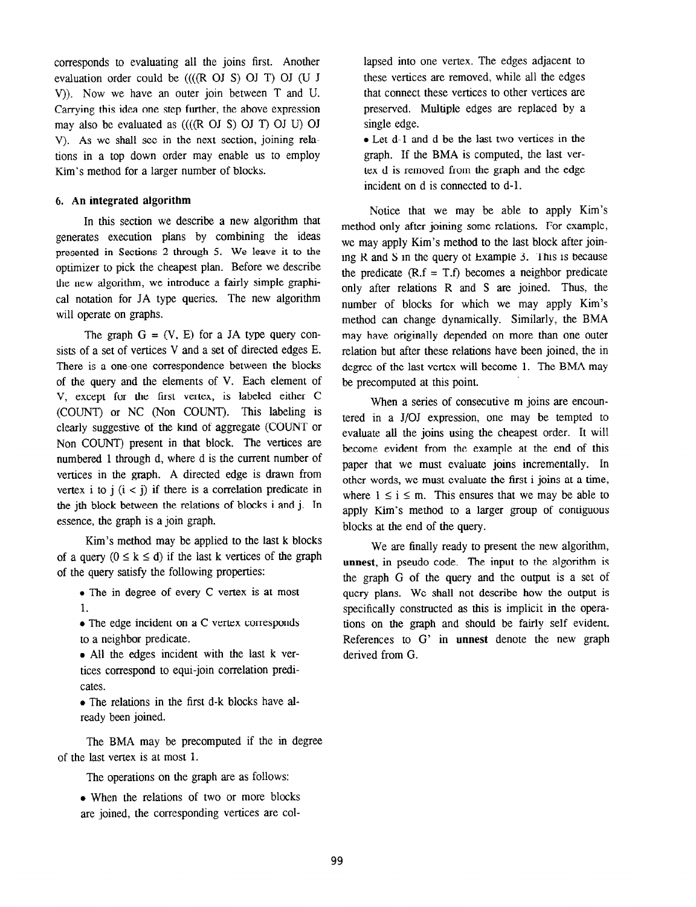corresponds to evaluating all the joins first. Another evaluation order could be ((((R OJ S) OJ T) OJ (U J V)). Now we have an outer join between T and U. Carrying this idea one step further, the above expression may also be evaluated as ((((R OJ S) OJ T) OJ U) OJ V). As we shall see in the next section, joining relations in a top down order may enable us to employ Kim's method for a larger number of blocks.

## 6. An integrated algorithm

In this section we describe a new algorithm that generates execution plans by combining the ideas presented in Sections 2 through 5. We leave it to the optimizer to pick the cheapest plan. Before we describe the new algorithm, we introduce a fairly simple graphical notation for JA type queries. The new algorithm will operate on graphs.

The graph G = (V, E) for a JA type query consists of a set of vertices V and a set of directed edges E. There is a one-one correspondence between the blocks of the query and the elements of V. Each element of V, except for the first vertex, is labeled either C (COUNT) or NC (Non COUNT). This labeling is clearly suggestive of the kind of aggregate (COUNT or Non COUNT) present in that block. The vertices are numbered 1 through d, where d is the current number of vertices in the graph. A directed edge is drawn from vertex i to j ($i < j$) if there is a correlation predicate in the jth block between the relations of blocks i and j. In essence, the graph is a join graph.

Kim's method may be applied to the last k blocks of a query ($0 \le k \le d$) if the last k vertices of the graph of the query satisfy the following properties:

- The in degree of every C vertex is at most 1.
- The edge incident on a C vertex corresponds to a neighbor predicate.
- All the edges incident with the last k vertices correspond to equi-join correlation predicates.
- The relations in the first d-k blocks have already been joined.

The BMA may be precomputed if the in degree of the last vertex is at most 1.

The operations on the graph are as follows:

- When the relations of two or more blocks are joined, the corresponding vertices are collapsed into one vertex. The edges adjacent to these vertices are removed, while all the edges that connect these vertices to other vertices are preserved. Multiple edges are replaced by a single edge.
- Let d-1 and d be the last two vertices in the graph. If the BMA is computed, the last vertex d is removed from the graph and the edge incident on d is connected to d-1.

Notice that we may be able to apply Kim's method only after joining some relations. For example, we may apply Kim's method to the last block after joining R and S in the query of Example 3. This is because the predicate (R.f = T.f) becomes a neighbor predicate only after relations R and S are joined. Thus, the number of blocks for which we may apply Kim's method can change dynamically. Similarly, the BMA may have originally depended on more than one outer relation but after these relations have been joined, the in degree of the last vertex will become 1. The BMA may be precomputed at this point.

When a series of consecutive m joins are encountered in a J/OJ expression, one may be tempted to evaluate all the joins using the cheapest order. It will become evident from the example at the end of this paper that we must evaluate joins incrementally. In other words, we must evaluate the first i joins at a time, where $1 \le i \le m$. This ensures that we may be able to apply Kim's method to a larger group of contiguous blocks at the end of the query.

We are finally ready to present the new algorithm, **unnest**, in pseudo code. The input to the algorithm is the graph G of the query and the output is a set of query plans. We shall not describe how the output is specifically constructed as this is implicit in the operations on the graph and should be fairly self evident. References to G' in **unnest** denote the new graph derived from G.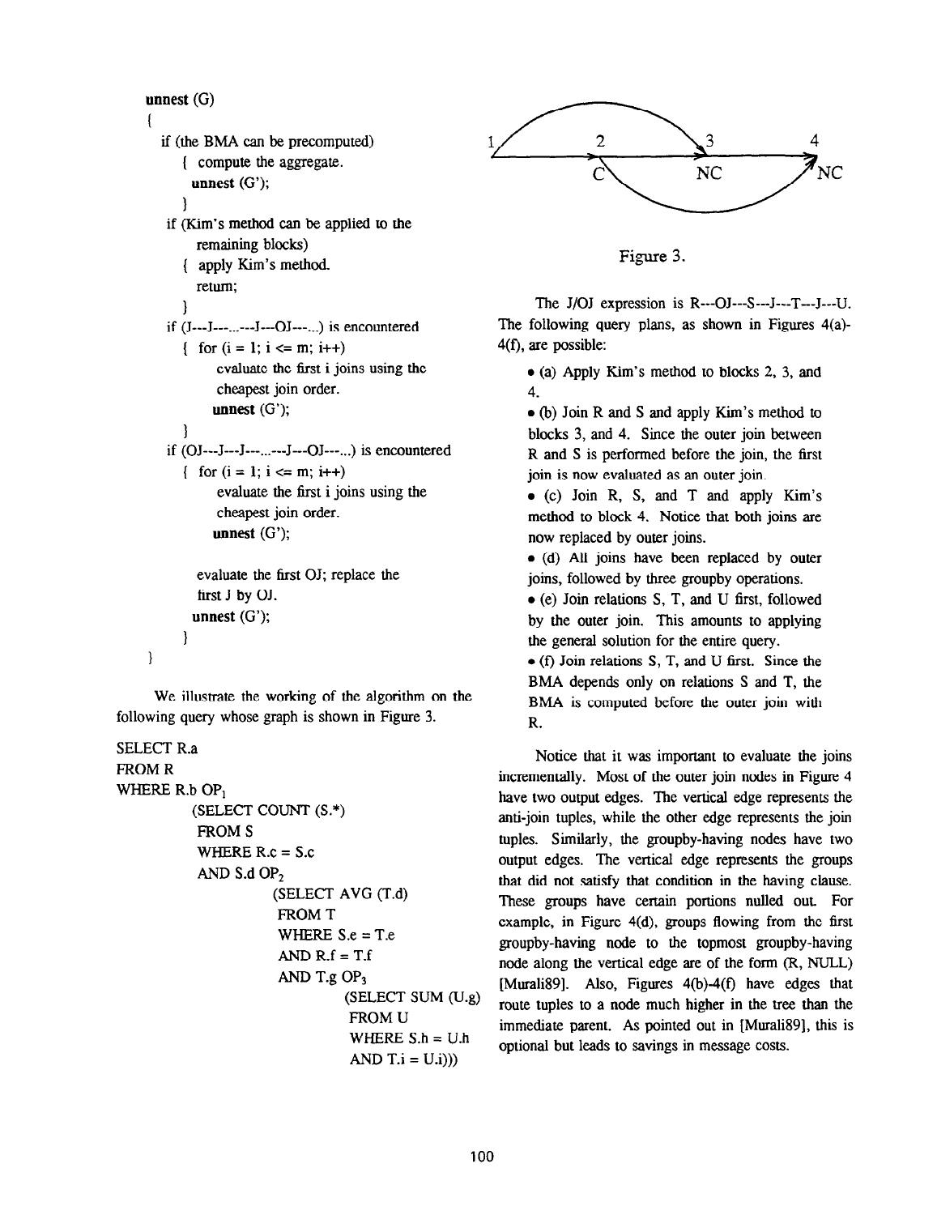```
unnest (G)
{
  if (the BMA can be precomputed)
     { compute the aggregate.
       unnest (G');
     }
  if (Kim's method can be applied to the
       remaining blocks)
     { apply Kim's method.
       return;
     }
  if (J---J---...---J---OJ---...) is encountered
     { for (i = 1; i <= m; i++)
          evaluate the first i joins using the
          cheapest join order.
          unnest (G');
     }
  if (OJ---J---J---...---J---OJ---...) is encountered
     { for (i = 1; i <= m; i++)
          evaluate the first i joins using the
          cheapest join order.
          unnest (G');

       evaluate the first OJ; replace the
       first J by OJ.
       unnest (G');
     }
}
```

We illustrate the working of the algorithm on the following query whose graph is shown in Figure 3.

```
SELECT R.a
FROM R
WHERE R.b OP1
        (SELECT COUNT (S.*)
         FROM S
         WHERE R.c = S.c
         AND S.d OP2
                 (SELECT AVG (T.d)
                  FROM T
                  WHERE S.e = T.e
                  AND R.f = T.f
                  AND T.g OP3
                         (SELECT SUM (U.g)
                          FROM U
                          WHERE S.h = U.h
                          AND T.i = U.i)))
```

Figure 3.

The J/OJ expression is R---OJ---S---J---T---J---U. The following query plans, as shown in Figures 4(a)-4(f), are possible:

- (a) Apply Kim's method to blocks 2, 3, and 4.
- (b) Join R and S and apply Kim's method to blocks 3, and 4. Since the outer join between R and S is performed before the join, the first join is now evaluated as an outer join.
- (c) Join R, S, and T and apply Kim's method to block 4. Notice that both joins are now replaced by outer joins.
- (d) All joins have been replaced by outer joins, followed by three groupby operations.
- (e) Join relations S, T, and U first, followed by the outer join. This amounts to applying the general solution for the entire query.
- (f) Join relations S, T, and U first. Since the BMA depends only on relations S and T, the BMA is computed before the outer join with R.

Notice that it was important to evaluate the joins incrementally. Most of the outer join nodes in Figure 4 have two output edges. The vertical edge represents the anti-join tuples, while the other edge represents the join tuples. Similarly, the groupby-having nodes have two output edges. The vertical edge represents the groups that did not satisfy that condition in the having clause. These groups have certain portions nulled out. For example, in Figure 4(d), groups flowing from the first groupby-having node to the topmost groupby-having node along the vertical edge are of the form (R, NULL) [Murali89]. Also, Figures 4(b)-4(f) have edges that route tuples to a node much higher in the tree than the immediate parent. As pointed out in [Murali89], this is optional but leads to savings in message costs.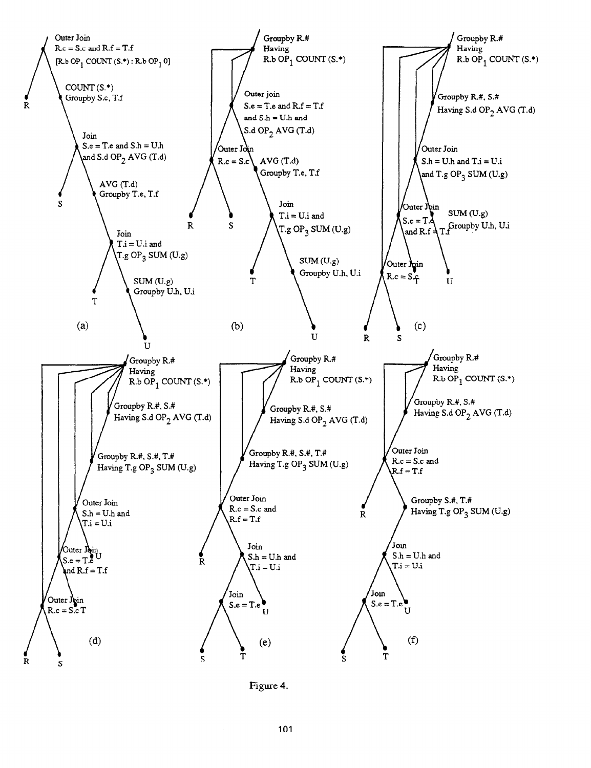**(a)**

- Outer Join: $R.c = S.c$ and $R.f = T.f$ [$R.b$ $OP_1$ COUNT (S.*) : $R.b$ $OP_1$ 0]
  - R
  - COUNT (S.*) Groupby S.c, T.f
    - Join: $S.e = T.e$ and $S.h = U.h$ and $S.d$ $OP_2$ AVG (T.d)
      - S
      - AVG (T.d) Groupby T.e, T.f
        - Join: $T.i = U.i$ and $T.g$ $OP_3$ SUM (U.g)
          - T
          - SUM (U.g) Groupby U.h, U.i
            - U

**(b)**

- Groupby R.# Having $R.b$ $OP_1$ COUNT (S.*)
  - Outer join: $S.e = T.e$ and $R.f = T.f$ and $S.h = U.h$ and $S.d$ $OP_2$ AVG (T.d)
    - Outer Join: $R.c = S.c$
      - R
      - S
    - AVG (T.d) Groupby T.e, T.f
      - Join: $T.i = U.i$ and $T.g$ $OP_3$ SUM (U.g)
        - T
        - SUM (U.g) Groupby U.h, U.i
          - U

**(c)**

- Groupby R.# Having $R.b$ $OP_1$ COUNT (S.*)
  - Groupby R.#, S.# Having $S.d$ $OP_2$ AVG (T.d)
    - Outer Join: $S.h = U.h$ and $T.i = U.i$ and $T.g$ $OP_3$ SUM (U.g)
      - Outer Join: $S.e = T.e$ and $R.f = T.f$
        - Outer Join: $R.c = S.c$
          - R
          - S
        - T
      - SUM (U.g) Groupby U.h, U.i
        - U

**(d)**

- Groupby R.# Having $R.b$ $OP_1$ COUNT (S.*)
  - Groupby R.#, S.# Having $S.d$ $OP_2$ AVG (T.d)
    - Groupby R.#, S.#, T.# Having $T.g$ $OP_3$ SUM (U.g)
      - Outer Join: $S.h = U.h$ and $T.i = U.i$
        - Outer Join: $S.e = T.e$ and $R.f = T.f$
          - Outer Join: $R.c = S.c$
            - R
            - S
          - T
        - U

**(e)**

- Groupby R.# Having $R.b$ $OP_1$ COUNT (S.*)
  - Groupby R.#, S.# Having $S.d$ $OP_2$ AVG (T.d)
    - Groupby R.#, S.#, T.# Having $T.g$ $OP_3$ SUM (U.g)
      - Outer Join: $R.c = S.c$ and $R.f = T.f$
        - R
        - Join: $S.h = U.h$ and $T.i = U.i$
          - Join: $S.e = T.e$
            - S
            - T
          - U

**(f)**

- Groupby R.# Having $R.b$ $OP_1$ COUNT (S.*)
  - Groupby R.#, S.# Having $S.d$ $OP_2$ AVG (T.d)
    - Outer Join: $R.c = S.c$ and $R.f = T.f$
      - R
      - Groupby S.#, T.# Having $T.g$ $OP_3$ SUM (U.g)
        - Join: $S.h = U.h$ and $T.i = U.i$
          - Join: $S.e = T.e$
            - S
            - T
          - U

Figure 4.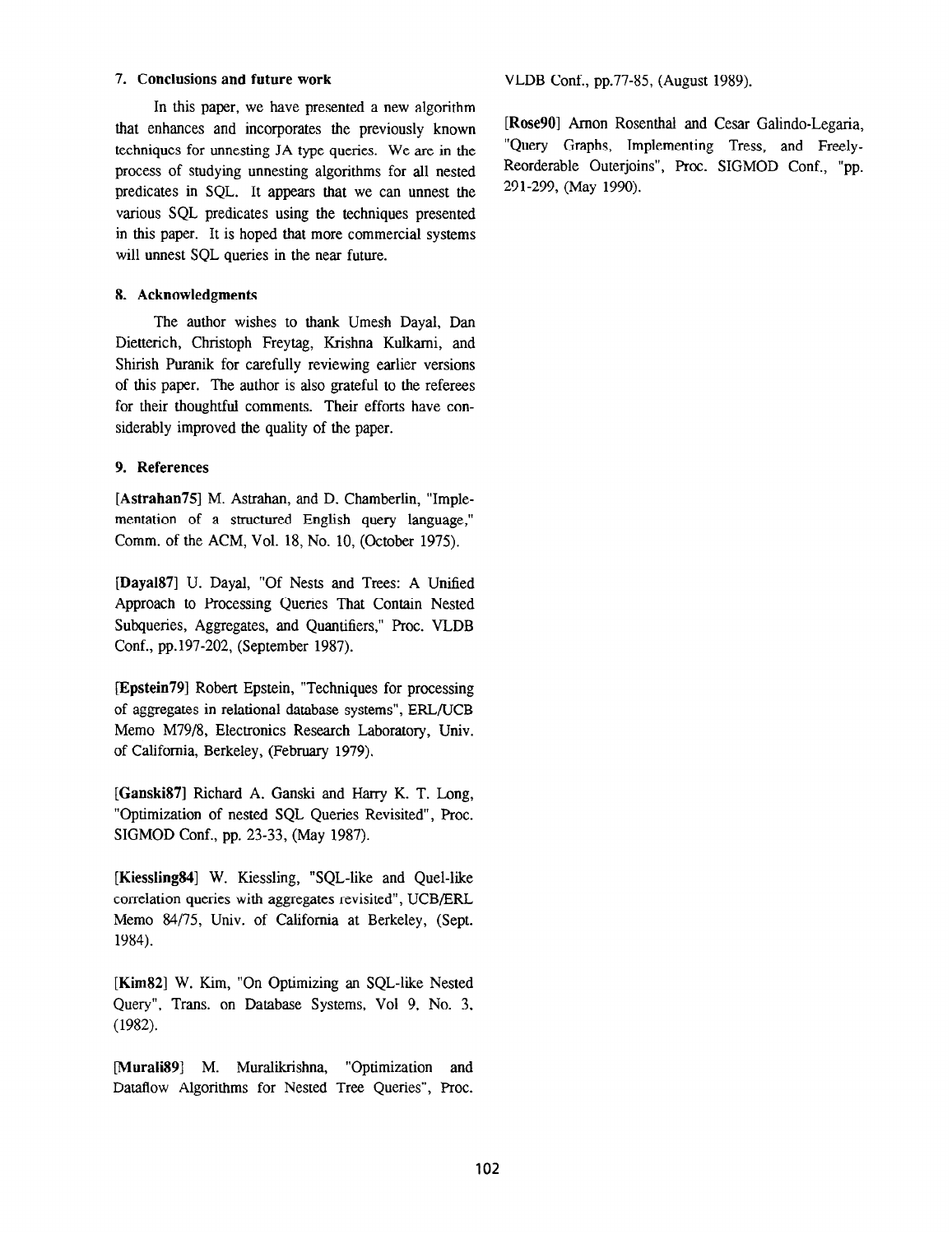## 7. Conclusions and future work

In this paper, we have presented a new algorithm that enhances and incorporates the previously known techniques for unnesting JA type queries. We are in the process of studying unnesting algorithms for all nested predicates in SQL. It appears that we can unnest the various SQL predicates using the techniques presented in this paper. It is hoped that more commercial systems will unnest SQL queries in the near future.

## 8. Acknowledgments

The author wishes to thank Umesh Dayal, Dan Dietterich, Christoph Freytag, Krishna Kulkarni, and Shirish Puranik for carefully reviewing earlier versions of this paper. The author is also grateful to the referees for their thoughtful comments. Their efforts have considerably improved the quality of the paper.

## 9. References

**[Astrahan75]** M. Astrahan, and D. Chamberlin, "Implementation of a structured English query language," Comm. of the ACM, Vol. 18, No. 10, (October 1975).

**[Dayal87]** U. Dayal, "Of Nests and Trees: A Unified Approach to Processing Queries That Contain Nested Subqueries, Aggregates, and Quantifiers," Proc. VLDB Conf., pp.197-202, (September 1987).

**[Epstein79]** Robert Epstein, "Techniques for processing of aggregates in relational database systems", ERL/UCB Memo M79/8, Electronics Research Laboratory, Univ. of California, Berkeley, (February 1979).

**[Ganski87]** Richard A. Ganski and Harry K. T. Long, "Optimization of nested SQL Queries Revisited", Proc. SIGMOD Conf., pp. 23-33, (May 1987).

**[Kiessling84]** W. Kiessling, "SQL-like and Quel-like correlation queries with aggregates revisited", UCB/ERL Memo 84/75, Univ. of California at Berkeley, (Sept. 1984).

**[Kim82]** W. Kim, "On Optimizing an SQL-like Nested Query", Trans. on Database Systems, Vol 9, No. 3, (1982).

**[Murali89]** M. Muralikrishna, "Optimization and Dataflow Algorithms for Nested Tree Queries", Proc. VLDB Conf., pp.77-85, (August 1989).

**[Rose90]** Arnon Rosenthal and Cesar Galindo-Legaria, "Query Graphs, Implementing Tress, and Freely-Reorderable Outerjoins", Proc. SIGMOD Conf., "pp. 291-299, (May 1990).